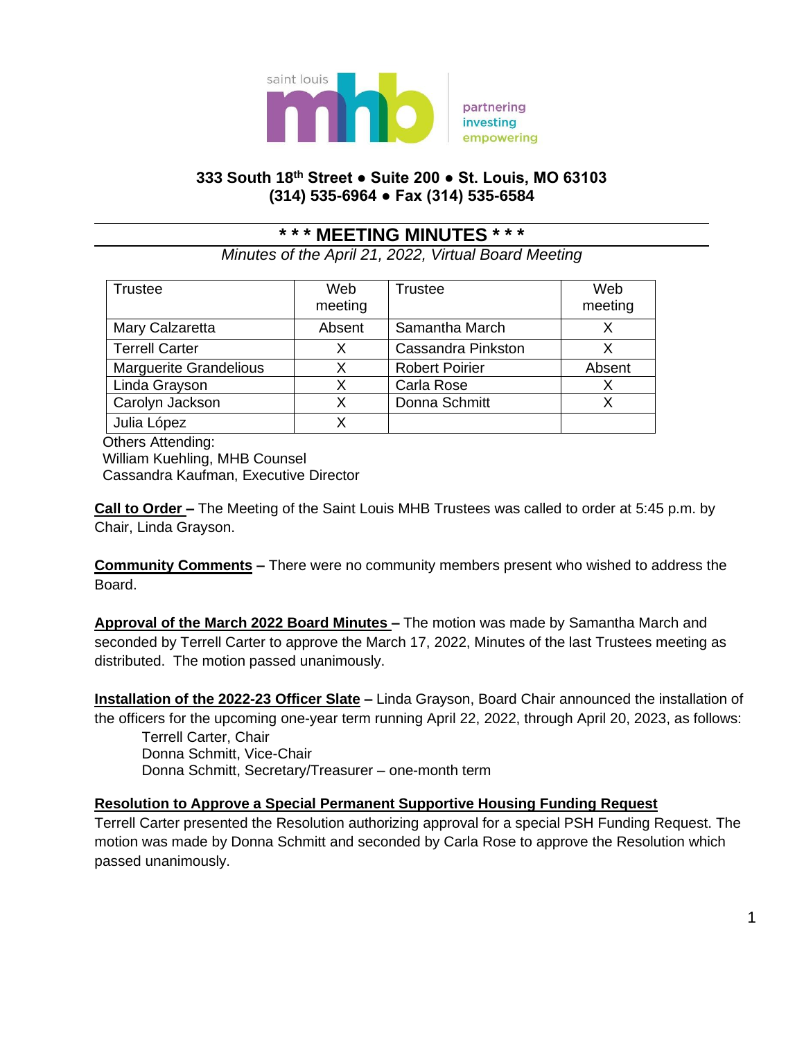saint louis mhb

partnering
investing
empowering

**333 South 18th Street ● Suite 200 ● St. Louis, MO 63103**
**(314) 535-6964 ● Fax (314) 535-6584**

---

# * * * MEETING MINUTES * * *

*Minutes of the April 21, 2022, Virtual Board Meeting*

| Trustee | Web meeting | Trustee | Web meeting |
|---|---|---|---|
| Mary Calzaretta | Absent | Samantha March | X |
| Terrell Carter | X | Cassandra Pinkston | X |
| Marguerite Grandelious | X | Robert Poirier | Absent |
| Linda Grayson | X | Carla Rose | X |
| Carolyn Jackson | X | Donna Schmitt | X |
| Julia López | X | | |

Others Attending:
William Kuehling, MHB Counsel
Cassandra Kaufman, Executive Director

**Call to Order –** The Meeting of the Saint Louis MHB Trustees was called to order at 5:45 p.m. by Chair, Linda Grayson.

**Community Comments –** There were no community members present who wished to address the Board.

**Approval of the March 2022 Board Minutes –** The motion was made by Samantha March and seconded by Terrell Carter to approve the March 17, 2022, Minutes of the last Trustees meeting as distributed. The motion passed unanimously.

**Installation of the 2022-23 Officer Slate –** Linda Grayson, Board Chair announced the installation of the officers for the upcoming one-year term running April 22, 2022, through April 20, 2023, as follows:

Terrell Carter, Chair
Donna Schmitt, Vice-Chair
Donna Schmitt, Secretary/Treasurer – one-month term

**Resolution to Approve a Special Permanent Supportive Housing Funding Request**

Terrell Carter presented the Resolution authorizing approval for a special PSH Funding Request. The motion was made by Donna Schmitt and seconded by Carla Rose to approve the Resolution which passed unanimously.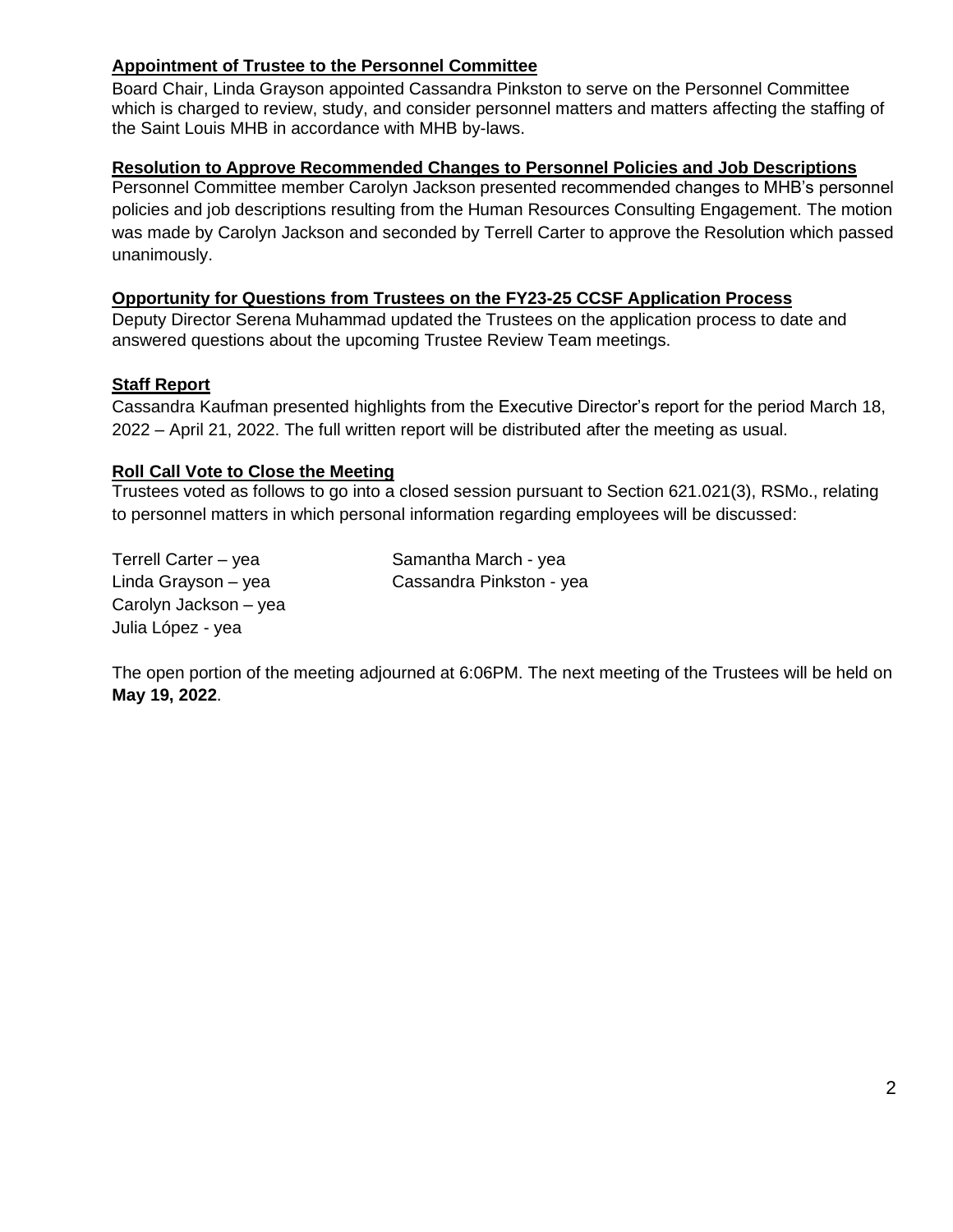**Appointment of Trustee to the Personnel Committee**

Board Chair, Linda Grayson appointed Cassandra Pinkston to serve on the Personnel Committee which is charged to review, study, and consider personnel matters and matters affecting the staffing of the Saint Louis MHB in accordance with MHB by-laws.

**Resolution to Approve Recommended Changes to Personnel Policies and Job Descriptions**

Personnel Committee member Carolyn Jackson presented recommended changes to MHB's personnel policies and job descriptions resulting from the Human Resources Consulting Engagement. The motion was made by Carolyn Jackson and seconded by Terrell Carter to approve the Resolution which passed unanimously.

**Opportunity for Questions from Trustees on the FY23-25 CCSF Application Process**

Deputy Director Serena Muhammad updated the Trustees on the application process to date and answered questions about the upcoming Trustee Review Team meetings.

**Staff Report**

Cassandra Kaufman presented highlights from the Executive Director's report for the period March 18, 2022 – April 21, 2022. The full written report will be distributed after the meeting as usual.

**Roll Call Vote to Close the Meeting**

Trustees voted as follows to go into a closed session pursuant to Section 621.021(3), RSMo., relating to personnel matters in which personal information regarding employees will be discussed:

Terrell Carter – yea
Linda Grayson – yea
Carolyn Jackson – yea
Julia López - yea
Samantha March - yea
Cassandra Pinkston - yea

The open portion of the meeting adjourned at 6:06PM. The next meeting of the Trustees will be held on **May 19, 2022**.